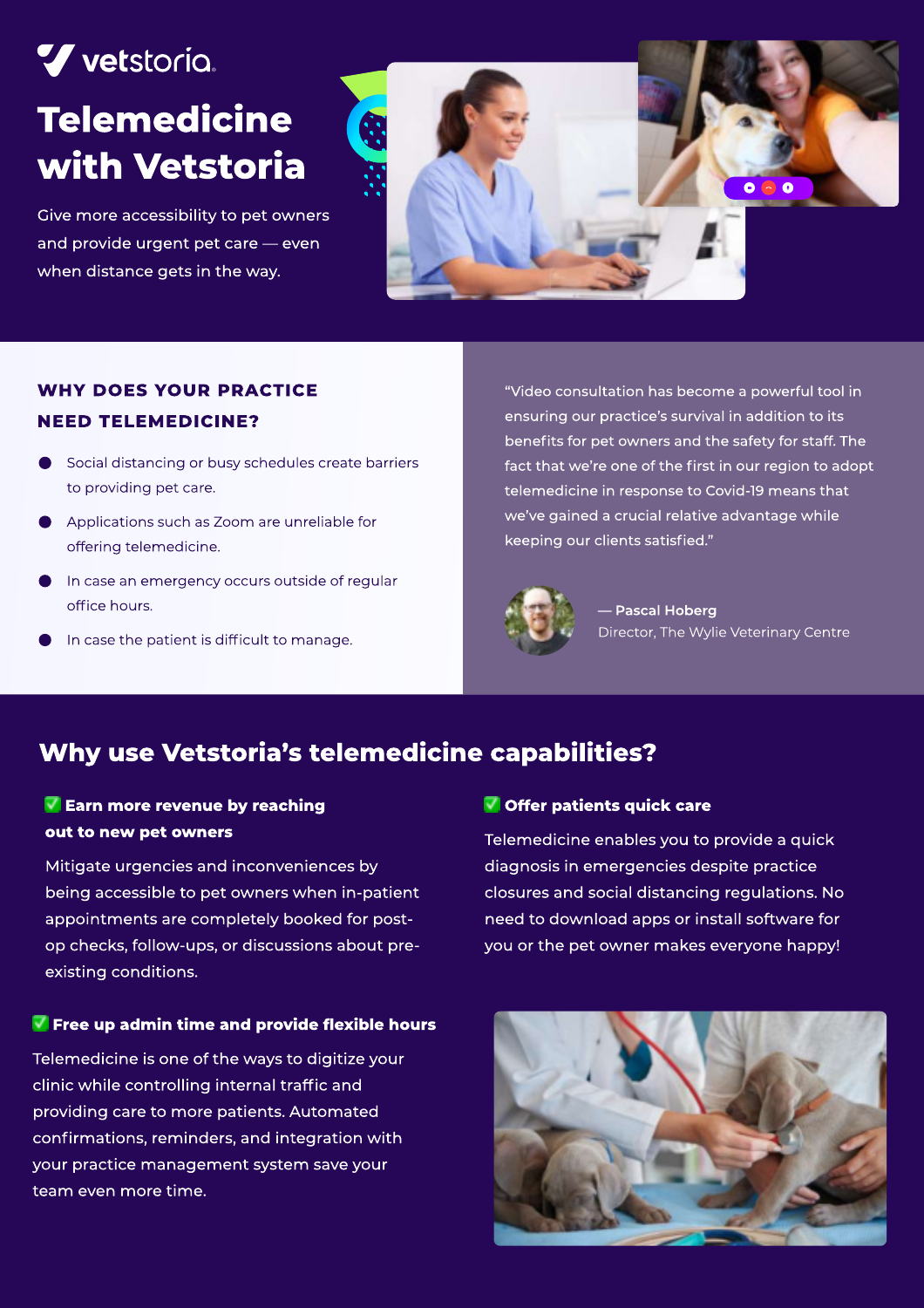vetstoria

# Telemedicine with Vetstoria

Give more accessibility to pet owners and provide urgent pet care — even when distance gets in the way.

## WHY DOES YOUR PRACTICE NEED TELEMEDICINE?

- Social distancing or busy schedules create barriers to providing pet care.
- Applications such as Zoom are unreliable for offering telemedicine.
- In case an emergency occurs outside of regular office hours.
- In case the patient is difficult to manage.

"Video consultation has become a powerful tool in ensuring our practice's survival in addition to its benefits for pet owners and the safety for staff. The fact that we're one of the first in our region to adopt telemedicine in response to Covid-19 means that we've gained a crucial relative advantage while keeping our clients satisfied."

— **Pascal Hoberg**
Director, The Wylie Veterinary Centre

## Why use Vetstoria's telemedicine capabilities?

### ✅ Earn more revenue by reaching out to new pet owners

Mitigate urgencies and inconveniences by being accessible to pet owners when in-patient appointments are completely booked for post-op checks, follow-ups, or discussions about pre-existing conditions.

### ✅ Offer patients quick care

Telemedicine enables you to provide a quick diagnosis in emergencies despite practice closures and social distancing regulations. No need to download apps or install software for you or the pet owner makes everyone happy!

### ✅ Free up admin time and provide flexible hours

Telemedicine is one of the ways to digitize your clinic while controlling internal traffic and providing care to more patients. Automated confirmations, reminders, and integration with your practice management system save your team even more time.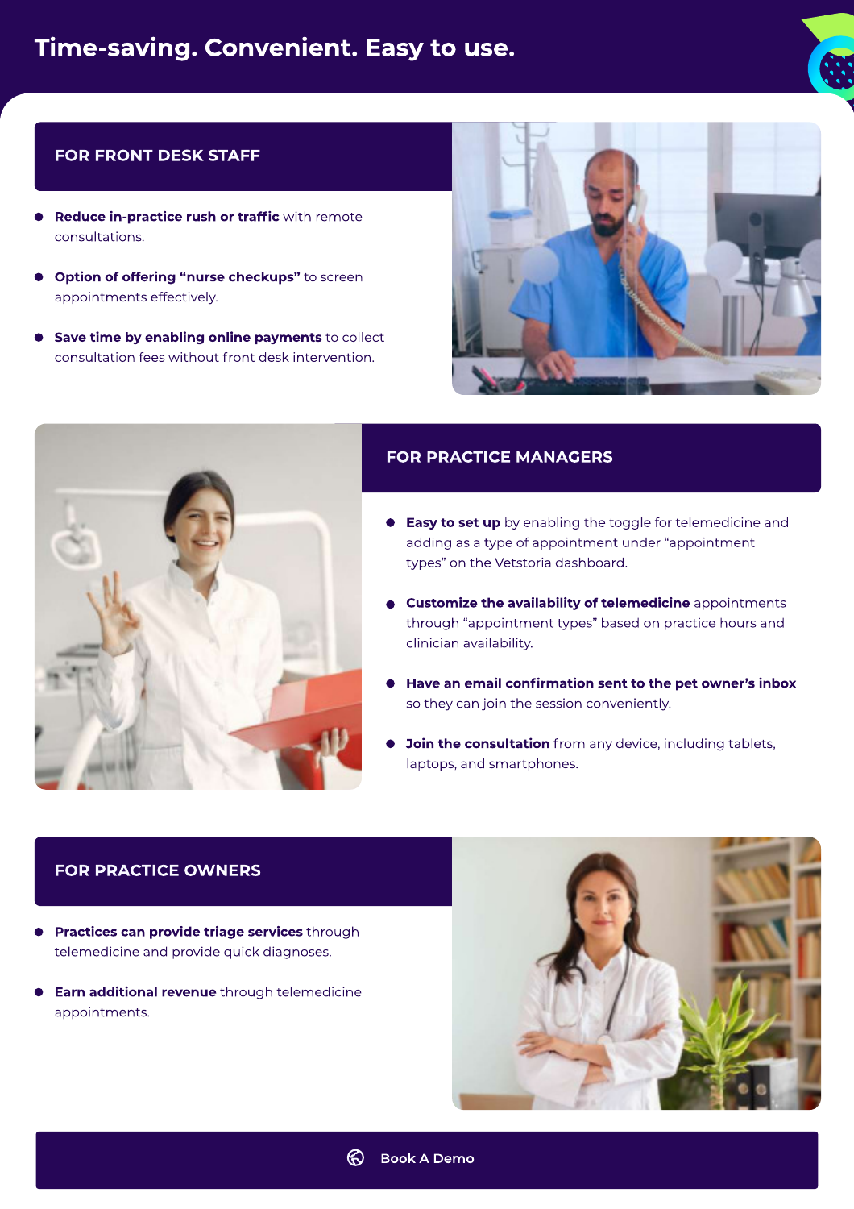# Time-saving. Convenient. Easy to use.

## FOR FRONT DESK STAFF

- **Reduce in-practice rush or traffic** with remote consultations.
- **Option of offering "nurse checkups"** to screen appointments effectively.
- **Save time by enabling online payments** to collect consultation fees without front desk intervention.

## FOR PRACTICE MANAGERS

- **Easy to set up** by enabling the toggle for telemedicine and adding as a type of appointment under "appointment types" on the Vetstoria dashboard.
- **Customize the availability of telemedicine** appointments through "appointment types" based on practice hours and clinician availability.
- **Have an email confirmation sent to the pet owner's inbox** so they can join the session conveniently.
- **Join the consultation** from any device, including tablets, laptops, and smartphones.

## FOR PRACTICE OWNERS

- **Practices can provide triage services** through telemedicine and provide quick diagnoses.
- **Earn additional revenue** through telemedicine appointments.

Book A Demo